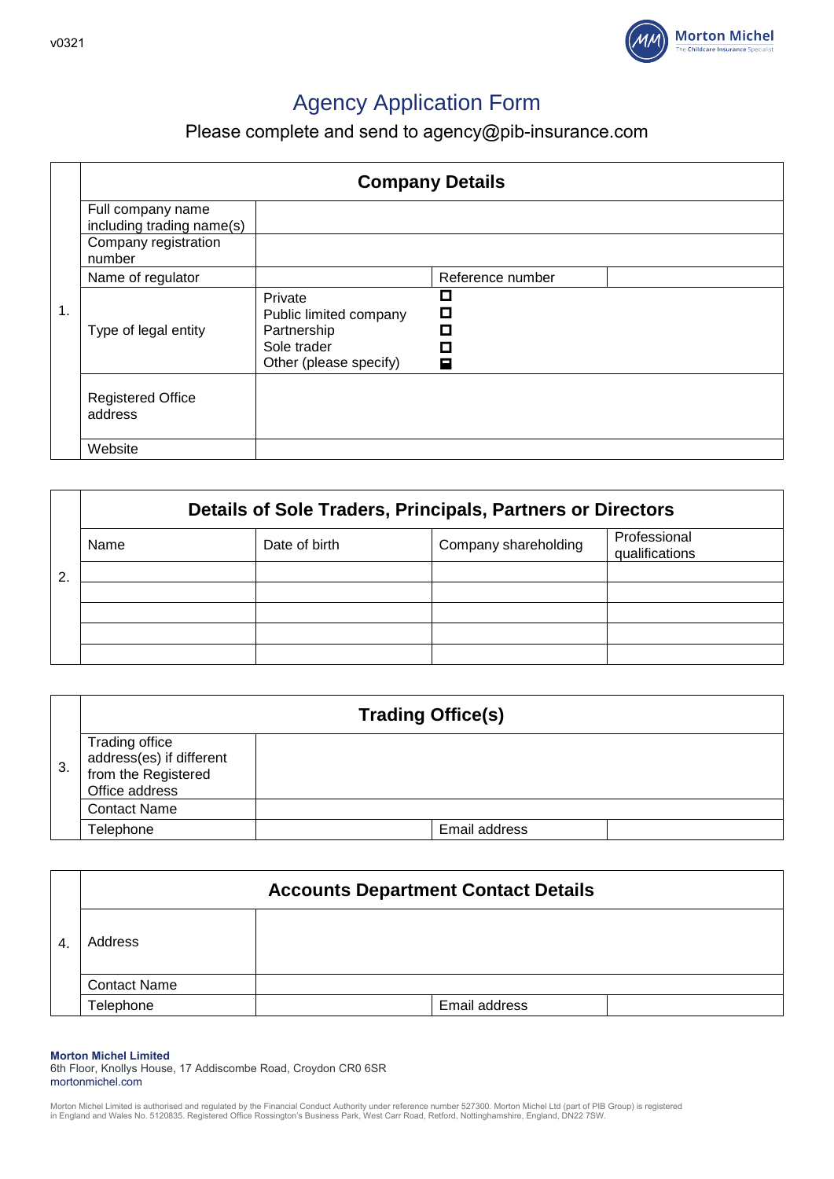v0321

# Agency Application Form

Please complete and send to agency@pib-insurance.com

| 1. | **Company Details** | | | |
|---|---|---|---|---|
| | Full company name including trading name(s) | | | |
| | Company registration number | | | |
| | Name of regulator | | Reference number | |
| | Type of legal entity | Private<br>Public limited company<br>Partnership<br>Sole trader<br>Other (please specify) | ☐<br>☐<br>☐<br>☐<br>☐ | |
| | Registered Office address | | | |
| | Website | | | |

| 2. | **Details of Sole Traders, Principals, Partners or Directors** | | | |
|---|---|---|---|---|
| | Name | Date of birth | Company shareholding | Professional qualifications |
| | | | | |
| | | | | |
| | | | | |
| | | | | |
| | | | | |

| 3. | **Trading Office(s)** | | | |
|---|---|---|---|---|
| | Trading office address(es) if different from the Registered Office address | | | |
| | Contact Name | | | |
| | Telephone | | Email address | |

| 4. | **Accounts Department Contact Details** | | | |
|---|---|---|---|---|
| | Address | | | |
| | Contact Name | | | |
| | Telephone | | Email address | |

**Morton Michel Limited**
6th Floor, Knollys House, 17 Addiscombe Road, Croydon CR0 6SR
mortonmichel.com

Morton Michel Limited is authorised and regulated by the Financial Conduct Authority under reference number 527300. Morton Michel Ltd (part of PIB Group) is registered in England and Wales No. 5120835. Registered Office Rossington's Business Park, West Carr Road, Retford, Nottinghamshire, England, DN22 7SW.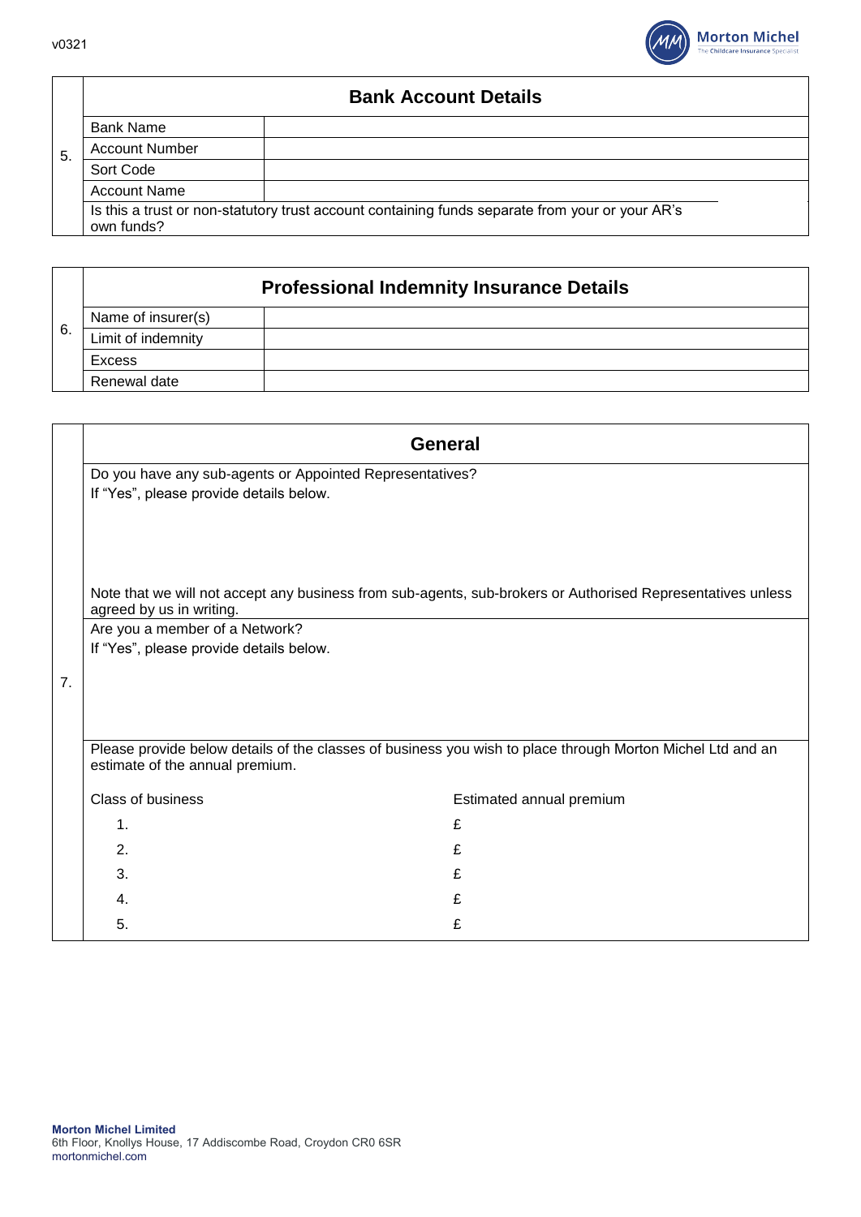## 5. Bank Account Details

| Field | Details |
|---|---|
| Bank Name | |
| Account Number | |
| Sort Code | |
| Account Name | |

Is this a trust or non-statutory trust account containing funds separate from your or your AR's own funds?

## 6. Professional Indemnity Insurance Details

| Field | Details |
|---|---|
| Name of insurer(s) | |
| Limit of indemnity | |
| Excess | |
| Renewal date | |

## 7. General

Do you have any sub-agents or Appointed Representatives?
If "Yes", please provide details below.

Note that we will not accept any business from sub-agents, sub-brokers or Authorised Representatives unless agreed by us in writing.

Are you a member of a Network?
If "Yes", please provide details below.

Please provide below details of the classes of business you wish to place through Morton Michel Ltd and an estimate of the annual premium.

| Class of business | Estimated annual premium |
|---|---|
| 1. | £ |
| 2. | £ |
| 3. | £ |
| 4. | £ |
| 5. | £ |

**Morton Michel Limited**
6th Floor, Knollys House, 17 Addiscombe Road, Croydon CR0 6SR
mortonmichel.com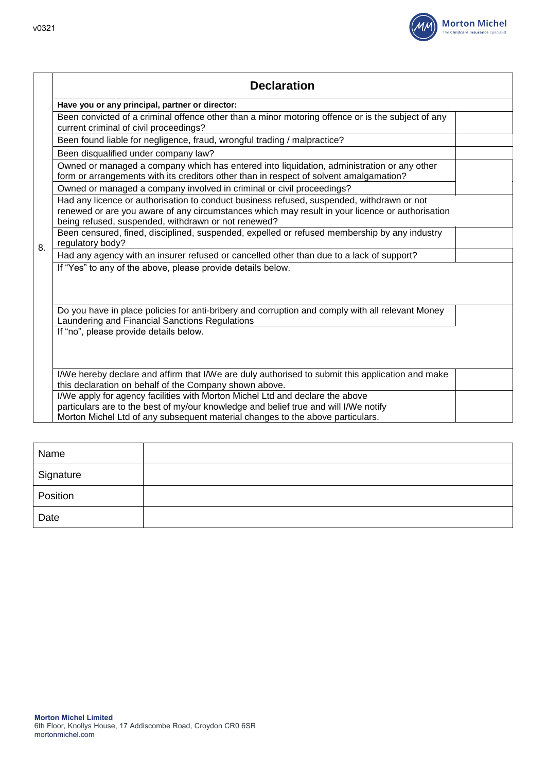| | **Declaration** | |
|---|---|---|
| 8. | **Have you or any principal, partner or director:** | |
| | Been convicted of a criminal offence other than a minor motoring offence or is the subject of any current criminal of civil proceedings? | |
| | Been found liable for negligence, fraud, wrongful trading / malpractice? | |
| | Been disqualified under company law? | |
| | Owned or managed a company which has entered into liquidation, administration or any other form or arrangements with its creditors other than in respect of solvent amalgamation? | |
| | Owned or managed a company involved in criminal or civil proceedings? | |
| | Had any licence or authorisation to conduct business refused, suspended, withdrawn or not renewed or are you aware of any circumstances which may result in your licence or authorisation being refused, suspended, withdrawn or not renewed? | |
| | Been censured, fined, disciplined, suspended, expelled or refused membership by any industry regulatory body? | |
| | Had any agency with an insurer refused or cancelled other than due to a lack of support? | |
| | If "Yes" to any of the above, please provide details below. | |
| | Do you have in place policies for anti-bribery and corruption and comply with all relevant Money Laundering and Financial Sanctions Regulations | |
| | If "no", please provide details below. | |
| | I/We hereby declare and affirm that I/We are duly authorised to submit this application and make this declaration on behalf of the Company shown above. | |
| | I/We apply for agency facilities with Morton Michel Ltd and declare the above particulars are to the best of my/our knowledge and belief true and will I/We notify Morton Michel Ltd of any subsequent material changes to the above particulars. | |

| Name | |
|---|---|
| Signature | |
| Position | |
| Date | |

**Morton Michel Limited**
6th Floor, Knollys House, 17 Addiscombe Road, Croydon CR0 6SR
mortonmichel.com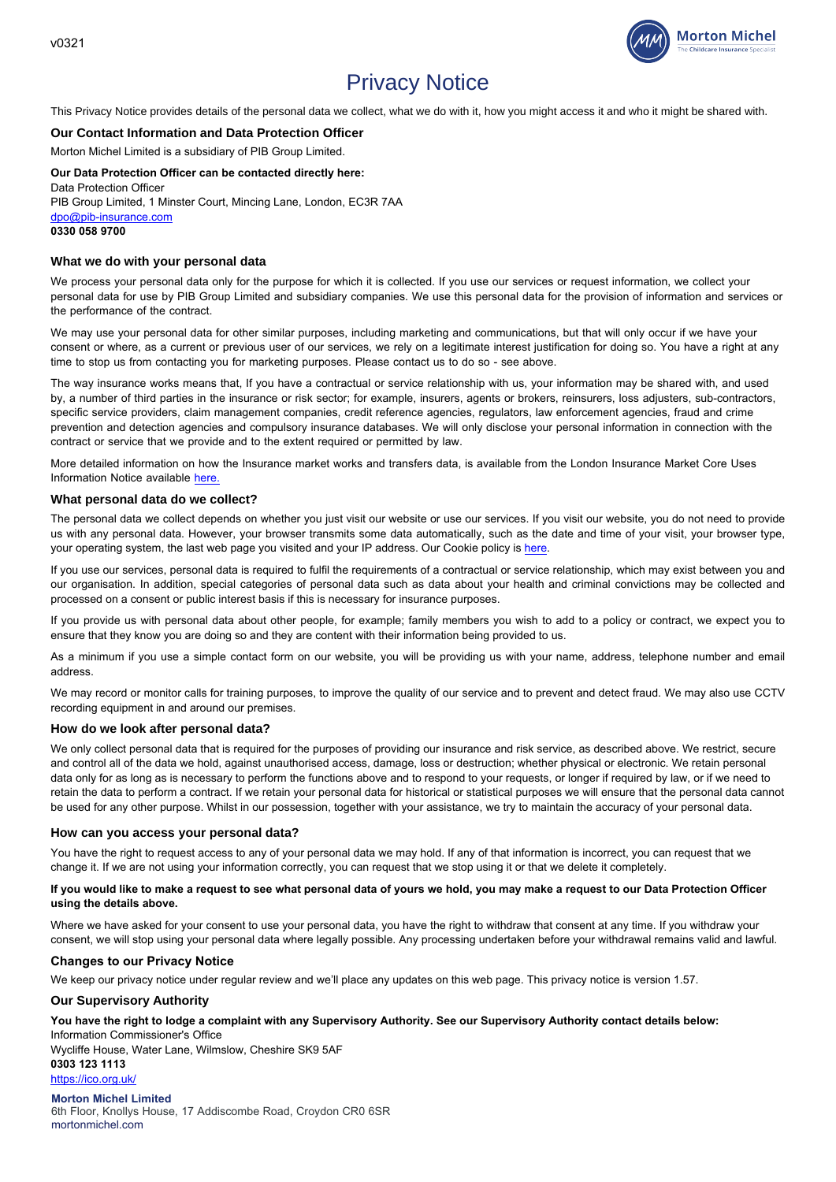v0321

# Privacy Notice

This Privacy Notice provides details of the personal data we collect, what we do with it, how you might access it and who it might be shared with.

## Our Contact Information and Data Protection Officer

Morton Michel Limited is a subsidiary of PIB Group Limited.

**Our Data Protection Officer can be contacted directly here:**
Data Protection Officer
PIB Group Limited, 1 Minster Court, Mincing Lane, London, EC3R 7AA
dpo@pib-insurance.com
**0330 058 9700**

## What we do with your personal data

We process your personal data only for the purpose for which it is collected. If you use our services or request information, we collect your personal data for use by PIB Group Limited and subsidiary companies. We use this personal data for the provision of information and services or the performance of the contract.

We may use your personal data for other similar purposes, including marketing and communications, but that will only occur if we have your consent or where, as a current or previous user of our services, we rely on a legitimate interest justification for doing so. You have a right at any time to stop us from contacting you for marketing purposes. Please contact us to do so - see above.

The way insurance works means that, If you have a contractual or service relationship with us, your information may be shared with, and used by, a number of third parties in the insurance or risk sector; for example, insurers, agents or brokers, reinsurers, loss adjusters, sub-contractors, specific service providers, claim management companies, credit reference agencies, regulators, law enforcement agencies, fraud and crime prevention and detection agencies and compulsory insurance databases. We will only disclose your personal information in connection with the contract or service that we provide and to the extent required or permitted by law.

More detailed information on how the Insurance market works and transfers data, is available from the London Insurance Market Core Uses Information Notice available here.

## What personal data do we collect?

The personal data we collect depends on whether you just visit our website or use our services. If you visit our website, you do not need to provide us with any personal data. However, your browser transmits some data automatically, such as the date and time of your visit, your browser type, your operating system, the last web page you visited and your IP address. Our Cookie policy is here.

If you use our services, personal data is required to fulfil the requirements of a contractual or service relationship, which may exist between you and our organisation. In addition, special categories of personal data such as data about your health and criminal convictions may be collected and processed on a consent or public interest basis if this is necessary for insurance purposes.

If you provide us with personal data about other people, for example; family members you wish to add to a policy or contract, we expect you to ensure that they know you are doing so and they are content with their information being provided to us.

As a minimum if you use a simple contact form on our website, you will be providing us with your name, address, telephone number and email address.

We may record or monitor calls for training purposes, to improve the quality of our service and to prevent and detect fraud. We may also use CCTV recording equipment in and around our premises.

## How do we look after personal data?

We only collect personal data that is required for the purposes of providing our insurance and risk service, as described above. We restrict, secure and control all of the data we hold, against unauthorised access, damage, loss or destruction; whether physical or electronic. We retain personal data only for as long as is necessary to perform the functions above and to respond to your requests, or longer if required by law, or if we need to retain the data to perform a contract. If we retain your personal data for historical or statistical purposes we will ensure that the personal data cannot be used for any other purpose. Whilst in our possession, together with your assistance, we try to maintain the accuracy of your personal data.

## How can you access your personal data?

You have the right to request access to any of your personal data we may hold. If any of that information is incorrect, you can request that we change it. If we are not using your information correctly, you can request that we stop using it or that we delete it completely.

**If you would like to make a request to see what personal data of yours we hold, you may make a request to our Data Protection Officer using the details above.**

Where we have asked for your consent to use your personal data, you have the right to withdraw that consent at any time. If you withdraw your consent, we will stop using your personal data where legally possible. Any processing undertaken before your withdrawal remains valid and lawful.

## Changes to our Privacy Notice

We keep our privacy notice under regular review and we'll place any updates on this web page. This privacy notice is version 1.57.

## Our Supervisory Authority

**You have the right to lodge a complaint with any Supervisory Authority. See our Supervisory Authority contact details below:**
Information Commissioner's Office
Wycliffe House, Water Lane, Wilmslow, Cheshire SK9 5AF
**0303 123 1113**
https://ico.org.uk/

**Morton Michel Limited**
6th Floor, Knollys House, 17 Addiscombe Road, Croydon CR0 6SR
mortonmichel.com